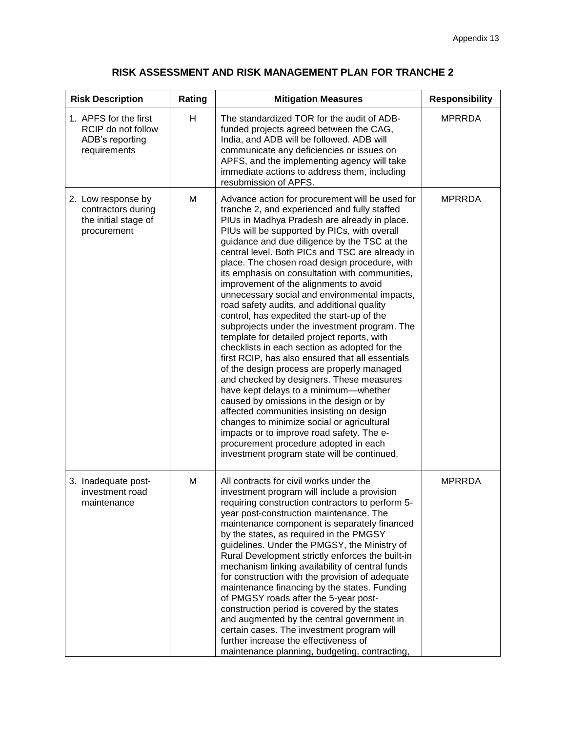Appendix 13

## RISK ASSESSMENT AND RISK MANAGEMENT PLAN FOR TRANCHE 2

| Risk Description | Rating | Mitigation Measures | Responsibility |
|---|---|---|---|
| 1. APFS for the first RCIP do not follow ADB's reporting requirements | H | The standardized TOR for the audit of ADB-funded projects agreed between the CAG, India, and ADB will be followed. ADB will communicate any deficiencies or issues on APFS, and the implementing agency will take immediate actions to address them, including resubmission of APFS. | MPRRDA |
| 2. Low response by contractors during the initial stage of procurement | M | Advance action for procurement will be used for tranche 2, and experienced and fully staffed PIUs in Madhya Pradesh are already in place. PIUs will be supported by PICs, with overall guidance and due diligence by the TSC at the central level. Both PICs and TSC are already in place. The chosen road design procedure, with its emphasis on consultation with communities, improvement of the alignments to avoid unnecessary social and environmental impacts, road safety audits, and additional quality control, has expedited the start-up of the subprojects under the investment program. The template for detailed project reports, with checklists in each section as adopted for the first RCIP, has also ensured that all essentials of the design process are properly managed and checked by designers. These measures have kept delays to a minimum—whether caused by omissions in the design or by affected communities insisting on design changes to minimize social or agricultural impacts or to improve road safety. The e-procurement procedure adopted in each investment program state will be continued. | MPRRDA |
| 3. Inadequate post-investment road maintenance | M | All contracts for civil works under the investment program will include a provision requiring construction contractors to perform 5-year post-construction maintenance. The maintenance component is separately financed by the states, as required in the PMGSY guidelines. Under the PMGSY, the Ministry of Rural Development strictly enforces the built-in mechanism linking availability of central funds for construction with the provision of adequate maintenance financing by the states. Funding of PMGSY roads after the 5-year post-construction period is covered by the states and augmented by the central government in certain cases. The investment program will further increase the effectiveness of maintenance planning, budgeting, contracting, | MPRRDA |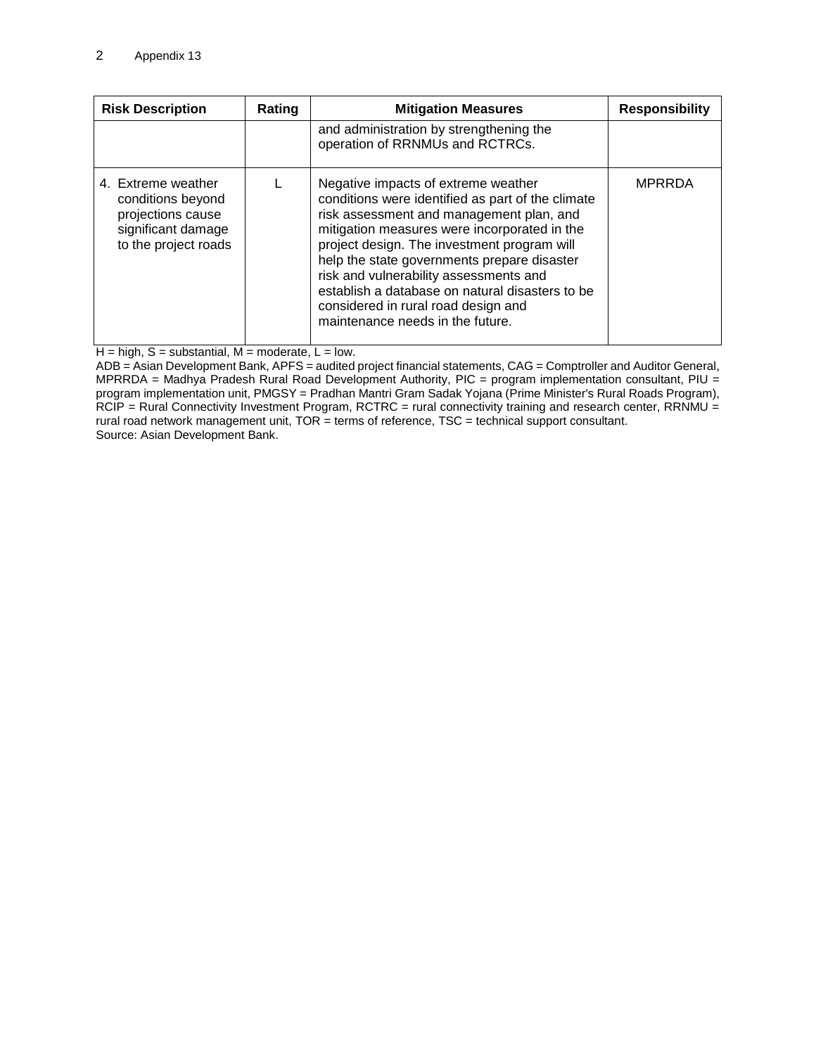| Risk Description | Rating | Mitigation Measures | Responsibility |
|---|---|---|---|
| | | and administration by strengthening the operation of RRNMUs and RCTRCs. | |
| 4. Extreme weather conditions beyond projections cause significant damage to the project roads | L | Negative impacts of extreme weather conditions were identified as part of the climate risk assessment and management plan, and mitigation measures were incorporated in the project design. The investment program will help the state governments prepare disaster risk and vulnerability assessments and establish a database on natural disasters to be considered in rural road design and maintenance needs in the future. | MPRRDA |

H = high, S = substantial, M = moderate, L = low.

ADB = Asian Development Bank, APFS = audited project financial statements, CAG = Comptroller and Auditor General, MPRRDA = Madhya Pradesh Rural Road Development Authority, PIC = program implementation consultant, PIU = program implementation unit, PMGSY = Pradhan Mantri Gram Sadak Yojana (Prime Minister's Rural Roads Program), RCIP = Rural Connectivity Investment Program, RCTRC = rural connectivity training and research center, RRNMU = rural road network management unit, TOR = terms of reference, TSC = technical support consultant.

Source: Asian Development Bank.